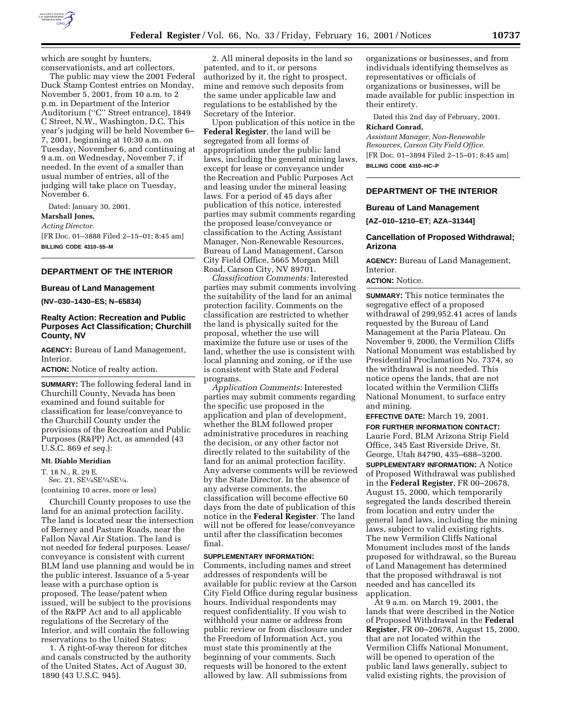which are sought by hunters, conservationists, and art collectors.

The public may view the 2001 Federal Duck Stamp Contest entries on Monday, November 5, 2001, from 10 a.m. to 2 p.m. in Department of the Interior Auditorium (''C'' Street entrance), 1849 C Street, N.W., Washington, D.C. This year's judging will be held November 6–7, 2001, beginning at 10:30 a.m. on Tuesday, November 6, and continuing at 9 a.m. on Wednesday, November 7, if needed. In the event of a smaller than usual number of entries, all of the judging will take place on Tuesday, November 6.

Dated: January 30, 2001.

**Marshall Jones,**

*Acting Director.*

[FR Doc. 01–3888 Filed 2–15–01; 8:45 am]

**BILLING CODE 4310–55–M**

---

## DEPARTMENT OF THE INTERIOR

### Bureau of Land Management

**(NV–030–1430–ES; N–65834)**

### Realty Action: Recreation and Public Purposes Act Classification; Churchill County, NV

**AGENCY:** Bureau of Land Management, Interior.

**ACTION:** Notice of realty action.

**SUMMARY:** The following federal land in Churchill County, Nevada has been examined and found suitable for classification for lease/conveyance to the Churchill County under the provisions of the Recreation and Public Purposes (R&PP) Act, as amended (43 U.S.C. 869 *et seq.*):

**Mt. Diablo Meridian**

T. 18 N., R. 29 E.
Sec. 21, SE¼SE¼SE¼.

(containing 10 acres, more or less)

Churchill County proposes to use the land for an animal protection facility. The land is located near the intersection of Berney and Pasture Roads, near the Fallon Naval Air Station. The land is not needed for federal purposes. Lease/conveyance is consistent with current BLM land use planning and would be in the public interest. Issuance of a 5-year lease with a purchase option is proposed. The lease/patent when issued, will be subject to the provisions of the R&PP Act and to all applicable regulations of the Secretary of the Interior, and will contain the following reservations to the United States:

1. A right-of-way thereon for ditches and canals constructed by the authority of the United States, Act of August 30, 1890 (43 U.S.C. 945).

2. All mineral deposits in the land so patented, and to it, or persons authorized by it, the right to prospect, mine and remove such deposits from the same under applicable law and regulations to be established by the Secretary of the Interior.

Upon publication of this notice in the **Federal Register**, the land will be segregated from all forms of appropriation under the public land laws, including the general mining laws, except for lease or conveyance under the Recreation and Public Purposes Act and leasing under the mineral leasing laws. For a period of 45 days after publication of this notice, interested parties may submit comments regarding the proposed lease/conveyance or classification to the Acting Assistant Manager, Non-Renewable Resources, Bureau of Land Management, Carson City Field Office, 5665 Morgan Mill Road, Carson City, NV 89701.

*Classification Comments:* Interested parties may submit comments involving the suitability of the land for an animal protection facility. Comments on the classification are restricted to whether the land is physically suited for the proposal, whether the use will maximize the future use or uses of the land, whether the use is consistent with local planning and zoning, or if the use is consistent with State and Federal programs.

*Application Comments:* Interested parties may submit comments regarding the specific use proposed in the application and plan of development, whether the BLM followed proper administrative procedures in reaching the decision, or any other factor not directly related to the suitability of the land for an animal protection facility. Any adverse comments will be reviewed by the State Director. In the absence of any adverse comments, the classification will become effective 60 days from the date of publication of this notice in the **Federal Register**. The land will not be offered for lease/conveyance until after the classification becomes final.

**SUPPLEMENTARY INFORMATION:** Comments, including names and street addresses of respondents will be available for public review at the Carson City Field Office during regular business hours. Individual respondents may request confidentiality. If you wish to withhold your name or address from public review or from disclosure under the Freedom of Information Act, you must state this prominently at the beginning of your comments. Such requests will be honored to the extent allowed by law. All submissions from organizations or businesses, and from individuals identifying themselves as representatives or officials of organizations or businesses, will be made available for public inspection in their entirety.

Dated this 2nd day of February, 2001.

**Richard Conrad,**

*Assistant Manager, Non-Renewable Resources, Carson City Field Office.*

[FR Doc. 01–3894 Filed 2–15–01; 8:45 am]

**BILLING CODE 4310–HC–P**

---

## DEPARTMENT OF THE INTERIOR

### Bureau of Land Management

**[AZ–010–1210–ET; AZA–31344]**

### Cancellation of Proposed Withdrawal; Arizona

**AGENCY:** Bureau of Land Management, Interior.

**ACTION:** Notice.

**SUMMARY:** This notice terminates the segregative effect of a proposed withdrawal of 299,952.41 acres of lands requested by the Bureau of Land Management at the Paria Plateau. On November 9, 2000, the Vermilion Cliffs National Monument was established by Presidential Proclamation No. 7374, so the withdrawal is not needed. This notice opens the lands, that are not located within the Vermilion Cliffs National Monument, to surface entry and mining.

**EFFECTIVE DATE:** March 19, 2001.

**FOR FURTHER INFORMATION CONTACT:** Laurie Ford, BLM Arizona Strip Field Office, 345 East Riverside Drive, St. George, Utah 84790, 435–688–3200.

**SUPPLEMENTARY INFORMATION:** A Notice of Proposed Withdrawal was published in the **Federal Register**, FR 00–20678, August 15, 2000, which temporarily segregated the lands described therein from location and entry under the general land laws, including the mining laws, subject to valid existing rights. The new Vermilion Cliffs National Monument includes most of the lands proposed for withdrawal, so the Bureau of Land Management has determined that the proposed withdrawal is not needed and has cancelled its application.

At 9 a.m. on March 19, 2001, the lands that were described in the Notice of Proposed Withdrawal in the **Federal Register**, FR 00–20678, August 15, 2000, that are not located within the Vermilion Cliffs National Monument, will be opened to operation of the public land laws generally, subject to valid existing rights, the provision of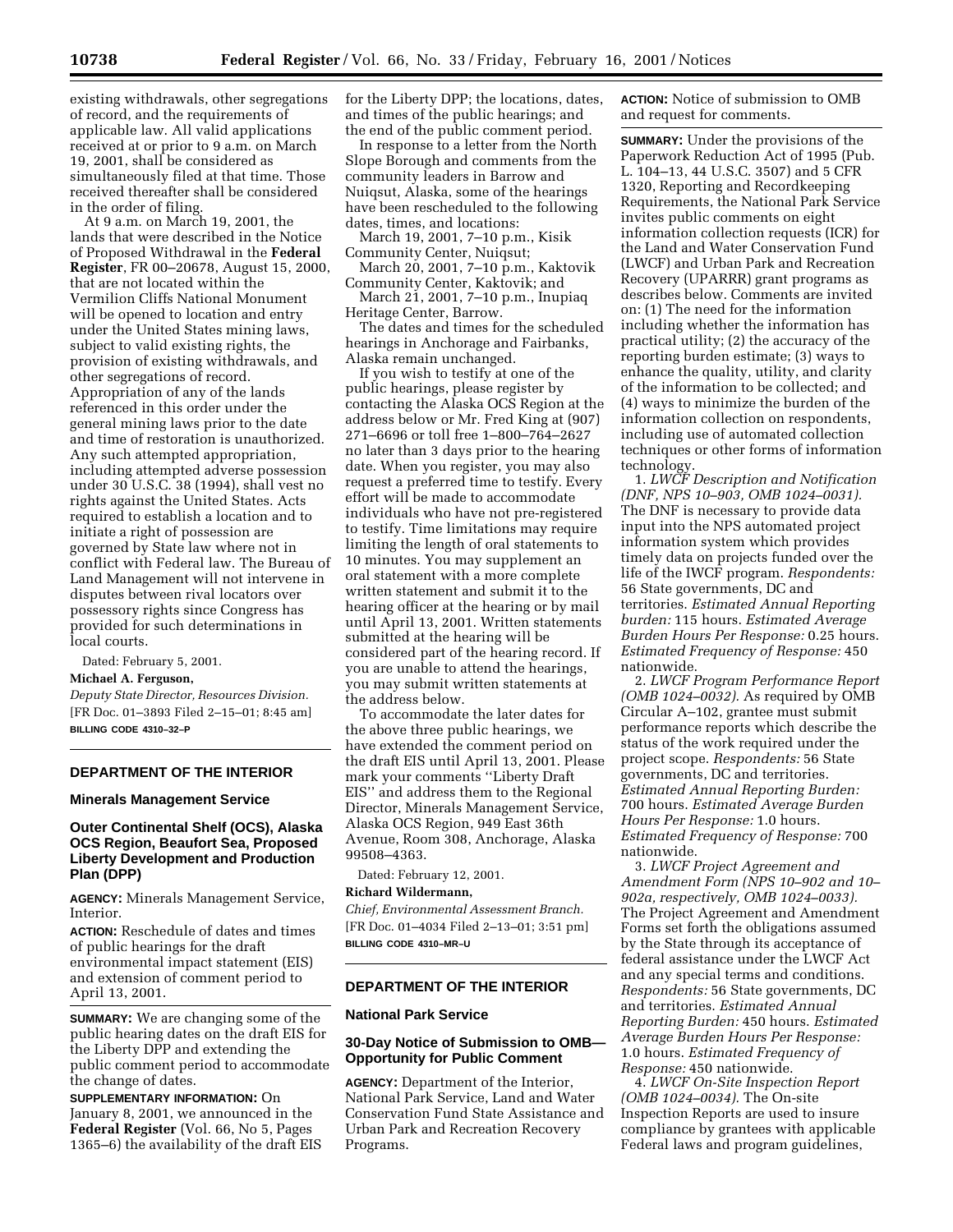existing withdrawals, other segregations of record, and the requirements of applicable law. All valid applications received at or prior to 9 a.m. on March 19, 2001, shall be considered as simultaneously filed at that time. Those received thereafter shall be considered in the order of filing.

At 9 a.m. on March 19, 2001, the lands that were described in the Notice of Proposed Withdrawal in the **Federal Register**, FR 00–20678, August 15, 2000, that are not located within the Vermilion Cliffs National Monument will be opened to location and entry under the United States mining laws, subject to valid existing rights, the provision of existing withdrawals, and other segregations of record. Appropriation of any of the lands referenced in this order under the general mining laws prior to the date and time of restoration is unauthorized. Any such attempted appropriation, including attempted adverse possession under 30 U.S.C. 38 (1994), shall vest no rights against the United States. Acts required to establish a location and to initiate a right of possession are governed by State law where not in conflict with Federal law. The Bureau of Land Management will not intervene in disputes between rival locators over possessory rights since Congress has provided for such determinations in local courts.

Dated: February 5, 2001.

**Michael A. Ferguson,**

*Deputy State Director, Resources Division.*

[FR Doc. 01–3893 Filed 2–15–01; 8:45 am]

**BILLING CODE 4310–32–P**

## DEPARTMENT OF THE INTERIOR

### Minerals Management Service

### Outer Continental Shelf (OCS), Alaska OCS Region, Beaufort Sea, Proposed Liberty Development and Production Plan (DPP)

**AGENCY:** Minerals Management Service, Interior.

**ACTION:** Reschedule of dates and times of public hearings for the draft environmental impact statement (EIS) and extension of comment period to April 13, 2001.

**SUMMARY:** We are changing some of the public hearing dates on the draft EIS for the Liberty DPP and extending the public comment period to accommodate the change of dates.

**SUPPLEMENTARY INFORMATION:** On January 8, 2001, we announced in the **Federal Register** (Vol. 66, No 5, Pages 1365–6) the availability of the draft EIS for the Liberty DPP; the locations, dates, and times of the public hearings; and the end of the public comment period.

In response to a letter from the North Slope Borough and comments from the community leaders in Barrow and Nuiqsut, Alaska, some of the hearings have been rescheduled to the following dates, times, and locations:

March 19, 2001, 7–10 p.m., Kisik Community Center, Nuiqsut;

March 20, 2001, 7–10 p.m., Kaktovik Community Center, Kaktovik; and

March 21, 2001, 7–10 p.m., Inupiaq Heritage Center, Barrow.

The dates and times for the scheduled hearings in Anchorage and Fairbanks, Alaska remain unchanged.

If you wish to testify at one of the public hearings, please register by contacting the Alaska OCS Region at the address below or Mr. Fred King at (907) 271–6696 or toll free 1–800–764–2627 no later than 3 days prior to the hearing date. When you register, you may also request a preferred time to testify. Every effort will be made to accommodate individuals who have not pre-registered to testify. Time limitations may require limiting the length of oral statements to 10 minutes. You may supplement an oral statement with a more complete written statement and submit it to the hearing officer at the hearing or by mail until April 13, 2001. Written statements submitted at the hearing will be considered part of the hearing record. If you are unable to attend the hearings, you may submit written statements at the address below.

To accommodate the later dates for the above three public hearings, we have extended the comment period on the draft EIS until April 13, 2001. Please mark your comments ''Liberty Draft EIS'' and address them to the Regional Director, Minerals Management Service, Alaska OCS Region, 949 East 36th Avenue, Room 308, Anchorage, Alaska 99508–4363.

Dated: February 12, 2001.

**Richard Wildermann,**

*Chief, Environmental Assessment Branch.*

[FR Doc. 01–4034 Filed 2–13–01; 3:51 pm]

**BILLING CODE 4310–MR–U**

## DEPARTMENT OF THE INTERIOR

### National Park Service

### 30-Day Notice of Submission to OMB—Opportunity for Public Comment

**AGENCY:** Department of the Interior, National Park Service, Land and Water Conservation Fund State Assistance and Urban Park and Recreation Recovery Programs.

**ACTION:** Notice of submission to OMB and request for comments.

**SUMMARY:** Under the provisions of the Paperwork Reduction Act of 1995 (Pub. L. 104–13, 44 U.S.C. 3507) and 5 CFR 1320, Reporting and Recordkeeping Requirements, the National Park Service invites public comments on eight information collection requests (ICR) for the Land and Water Conservation Fund (LWCF) and Urban Park and Recreation Recovery (UPARRR) grant programs as describes below. Comments are invited on: (1) The need for the information including whether the information has practical utility; (2) the accuracy of the reporting burden estimate; (3) ways to enhance the quality, utility, and clarity of the information to be collected; and (4) ways to minimize the burden of the information collection on respondents, including use of automated collection techniques or other forms of information technology.

1. *LWCF Description and Notification (DNF, NPS 10–903, OMB 1024–0031).* The DNF is necessary to provide data input into the NPS automated project information system which provides timely data on projects funded over the life of the IWCF program. *Respondents:* 56 State governments, DC and territories. *Estimated Annual Reporting burden:* 115 hours. *Estimated Average Burden Hours Per Response:* 0.25 hours. *Estimated Frequency of Response:* 450 nationwide.

2. *LWCF Program Performance Report (OMB 1024–0032).* As required by OMB Circular A–102, grantee must submit performance reports which describe the status of the work required under the project scope. *Respondents:* 56 State governments, DC and territories. *Estimated Annual Reporting Burden:* 700 hours. *Estimated Average Burden Hours Per Response:* 1.0 hours. *Estimated Frequency of Response:* 700 nationwide.

3. *LWCF Project Agreement and Amendment Form (NPS 10–902 and 10–902a, respectively, OMB 1024–0033).* The Project Agreement and Amendment Forms set forth the obligations assumed by the State through its acceptance of federal assistance under the LWCF Act and any special terms and conditions. *Respondents:* 56 State governments, DC and territories. *Estimated Annual Reporting Burden:* 450 hours. *Estimated Average Burden Hours Per Response:* 1.0 hours. *Estimated Frequency of Response:* 450 nationwide.

4. *LWCF On-Site Inspection Report (OMB 1024–0034).* The On-site Inspection Reports are used to insure compliance by grantees with applicable Federal laws and program guidelines,